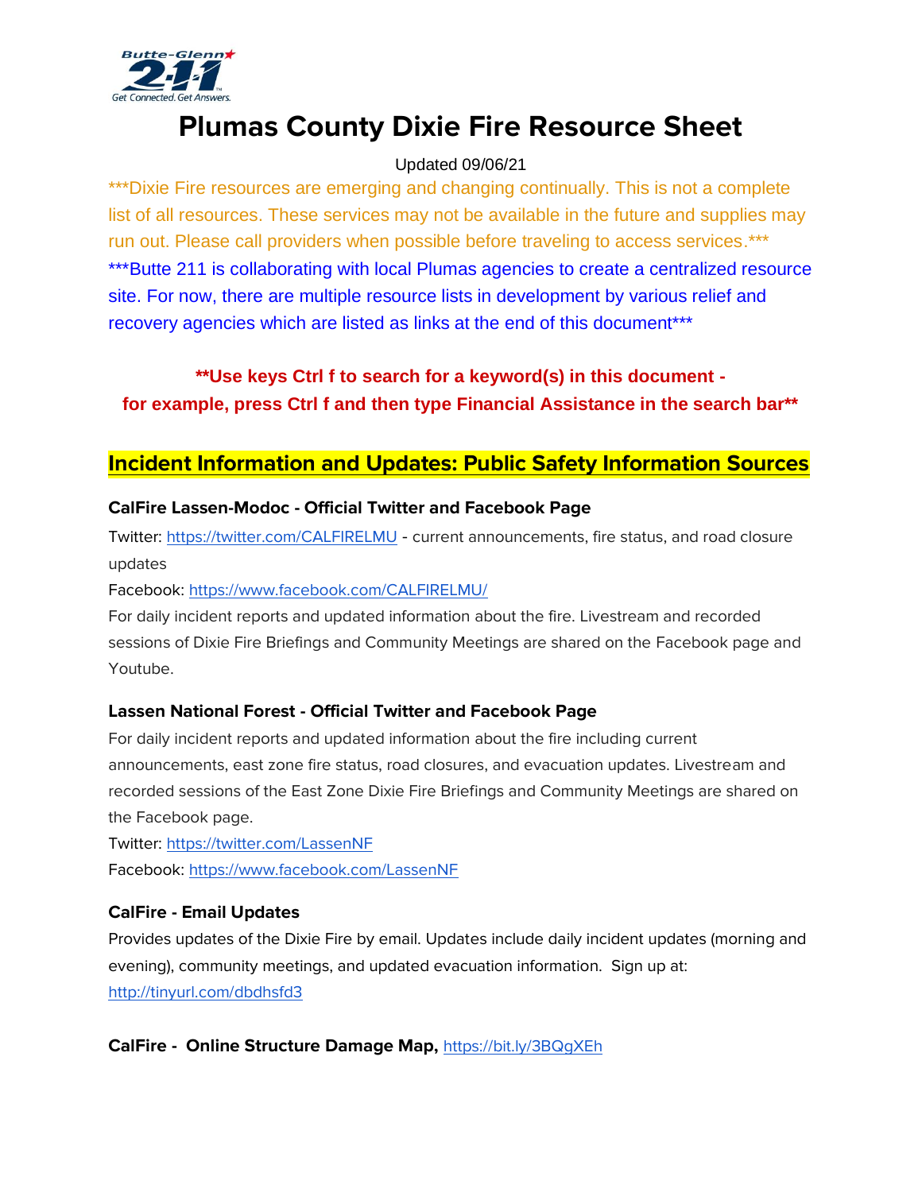# Plumas County Dixie Fire Resource Sheet

Updated 09/06/21

***Dixie Fire resources are emerging and changing continually. This is not a complete list of all resources. These services may not be available in the future and supplies may run out. Please call providers when possible before traveling to access services.***

***Butte 211 is collaborating with local Plumas agencies to create a centralized resource site. For now, there are multiple resource lists in development by various relief and recovery agencies which are listed as links at the end of this document***

**\*\*Use keys Ctrl f to search for a keyword(s) in this document - for example, press Ctrl f and then type Financial Assistance in the search bar\*\***

## Incident Information and Updates: Public Safety Information Sources

### CalFire Lassen-Modoc - Official Twitter and Facebook Page

Twitter: https://twitter.com/CALFIRELMU - current announcements, fire status, and road closure updates

Facebook: https://www.facebook.com/CALFIRELMU/

For daily incident reports and updated information about the fire. Livestream and recorded sessions of Dixie Fire Briefings and Community Meetings are shared on the Facebook page and Youtube.

### Lassen National Forest - Official Twitter and Facebook Page

For daily incident reports and updated information about the fire including current announcements, east zone fire status, road closures, and evacuation updates. Livestream and recorded sessions of the East Zone Dixie Fire Briefings and Community Meetings are shared on the Facebook page.

Twitter: https://twitter.com/LassenNF

Facebook: https://www.facebook.com/LassenNF

### CalFire - Email Updates

Provides updates of the Dixie Fire by email. Updates include daily incident updates (morning and evening), community meetings, and updated evacuation information. Sign up at: http://tinyurl.com/dbdhsfd3

### CalFire - Online Structure Damage Map, https://bit.ly/3BQgXEh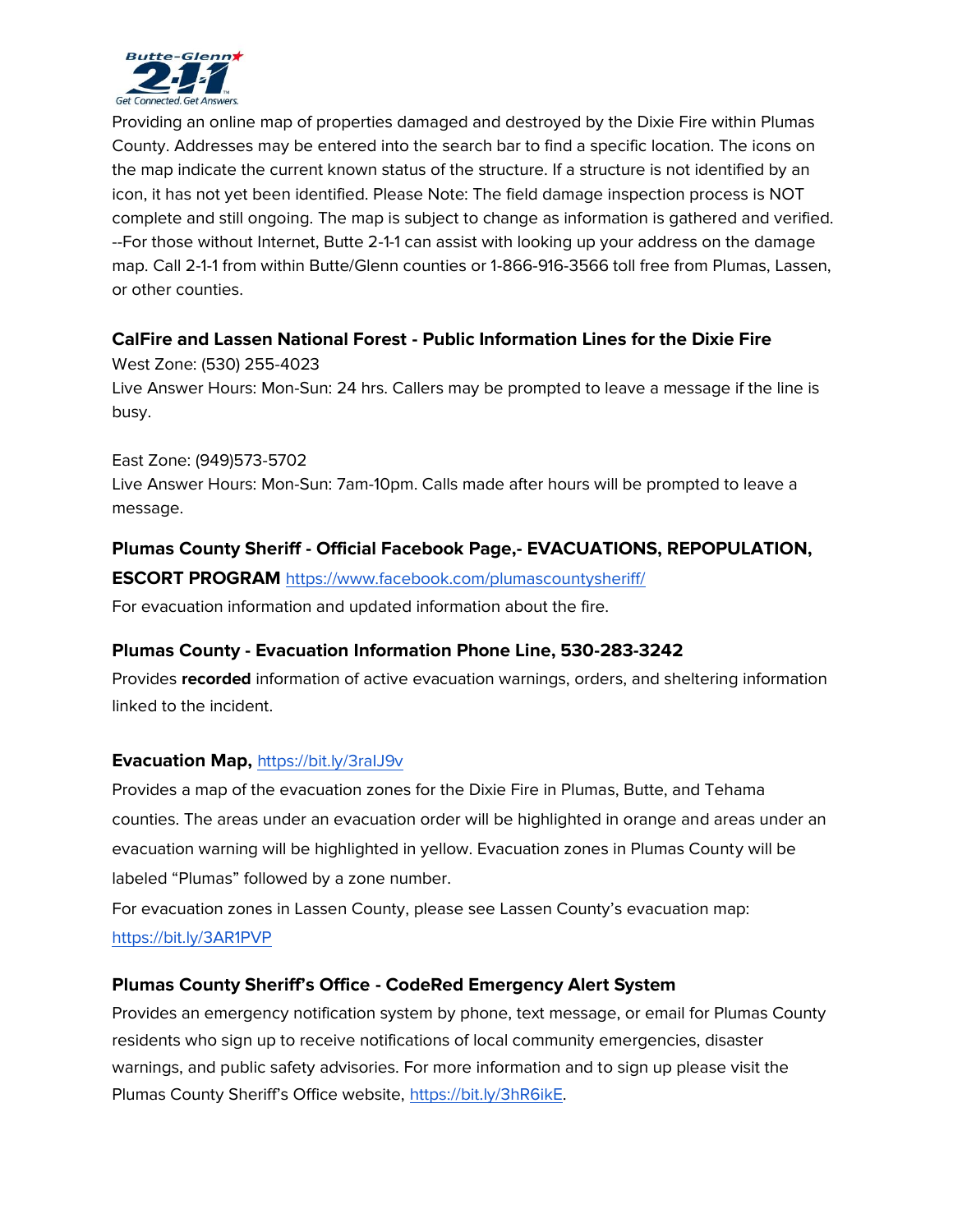Providing an online map of properties damaged and destroyed by the Dixie Fire within Plumas County. Addresses may be entered into the search bar to find a specific location. The icons on the map indicate the current known status of the structure. If a structure is not identified by an icon, it has not yet been identified. Please Note: The field damage inspection process is NOT complete and still ongoing. The map is subject to change as information is gathered and verified. --For those without Internet, Butte 2-1-1 can assist with looking up your address on the damage map. Call 2-1-1 from within Butte/Glenn counties or 1-866-916-3566 toll free from Plumas, Lassen, or other counties.

**CalFire and Lassen National Forest - Public Information Lines for the Dixie Fire**

West Zone: (530) 255-4023
Live Answer Hours: Mon-Sun: 24 hrs. Callers may be prompted to leave a message if the line is busy.

East Zone: (949)573-5702
Live Answer Hours: Mon-Sun: 7am-10pm. Calls made after hours will be prompted to leave a message.

**Plumas County Sheriff - Official Facebook Page,- EVACUATIONS, REPOPULATION, ESCORT PROGRAM** https://www.facebook.com/plumascountysheriff/

For evacuation information and updated information about the fire.

**Plumas County - Evacuation Information Phone Line, 530-283-3242**

Provides **recorded** information of active evacuation warnings, orders, and sheltering information linked to the incident.

**Evacuation Map,** https://bit.ly/3raIJ9v

Provides a map of the evacuation zones for the Dixie Fire in Plumas, Butte, and Tehama counties. The areas under an evacuation order will be highlighted in orange and areas under an evacuation warning will be highlighted in yellow. Evacuation zones in Plumas County will be labeled "Plumas" followed by a zone number.

For evacuation zones in Lassen County, please see Lassen County's evacuation map: https://bit.ly/3AR1PVP

**Plumas County Sheriff's Office - CodeRed Emergency Alert System**

Provides an emergency notification system by phone, text message, or email for Plumas County residents who sign up to receive notifications of local community emergencies, disaster warnings, and public safety advisories. For more information and to sign up please visit the Plumas County Sheriff's Office website, https://bit.ly/3hR6ikE.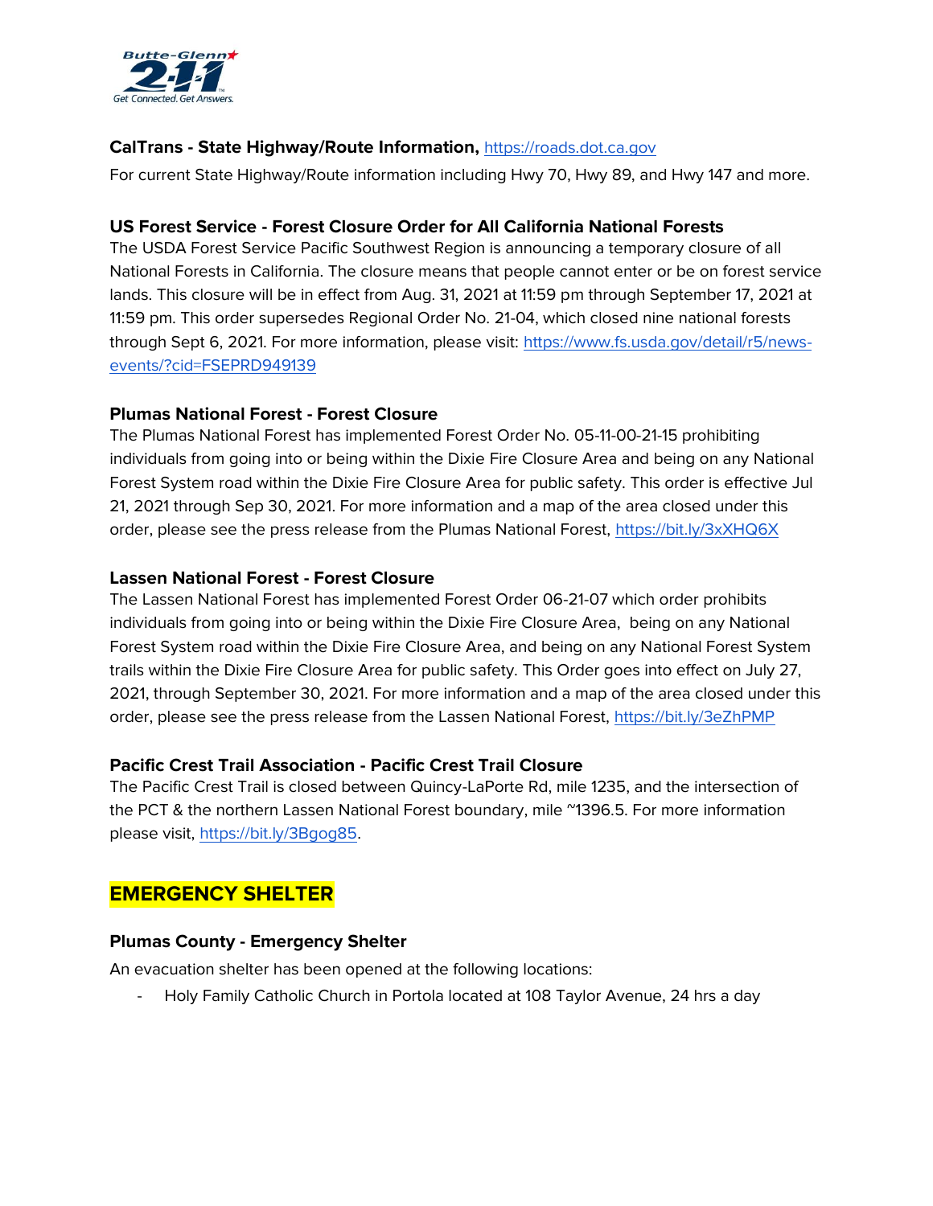**CalTrans - State Highway/Route Information,** https://roads.dot.ca.gov

For current State Highway/Route information including Hwy 70, Hwy 89, and Hwy 147 and more.

**US Forest Service - Forest Closure Order for All California National Forests**

The USDA Forest Service Pacific Southwest Region is announcing a temporary closure of all National Forests in California. The closure means that people cannot enter or be on forest service lands. This closure will be in effect from Aug. 31, 2021 at 11:59 pm through September 17, 2021 at 11:59 pm. This order supersedes Regional Order No. 21-04, which closed nine national forests through Sept 6, 2021. For more information, please visit: https://www.fs.usda.gov/detail/r5/news-events/?cid=FSEPRD949139

**Plumas National Forest - Forest Closure**

The Plumas National Forest has implemented Forest Order No. 05-11-00-21-15 prohibiting individuals from going into or being within the Dixie Fire Closure Area and being on any National Forest System road within the Dixie Fire Closure Area for public safety. This order is effective Jul 21, 2021 through Sep 30, 2021. For more information and a map of the area closed under this order, please see the press release from the Plumas National Forest, https://bit.ly/3xXHQ6X

**Lassen National Forest - Forest Closure**

The Lassen National Forest has implemented Forest Order 06-21-07 which order prohibits individuals from going into or being within the Dixie Fire Closure Area, being on any National Forest System road within the Dixie Fire Closure Area, and being on any National Forest System trails within the Dixie Fire Closure Area for public safety. This Order goes into effect on July 27, 2021, through September 30, 2021. For more information and a map of the area closed under this order, please see the press release from the Lassen National Forest, https://bit.ly/3eZhPMP

**Pacific Crest Trail Association - Pacific Crest Trail Closure**

The Pacific Crest Trail is closed between Quincy-LaPorte Rd, mile 1235, and the intersection of the PCT & the northern Lassen National Forest boundary, mile ~1396.5. For more information please visit, https://bit.ly/3Bgog85.

## EMERGENCY SHELTER

**Plumas County - Emergency Shelter**

An evacuation shelter has been opened at the following locations:

- Holy Family Catholic Church in Portola located at 108 Taylor Avenue, 24 hrs a day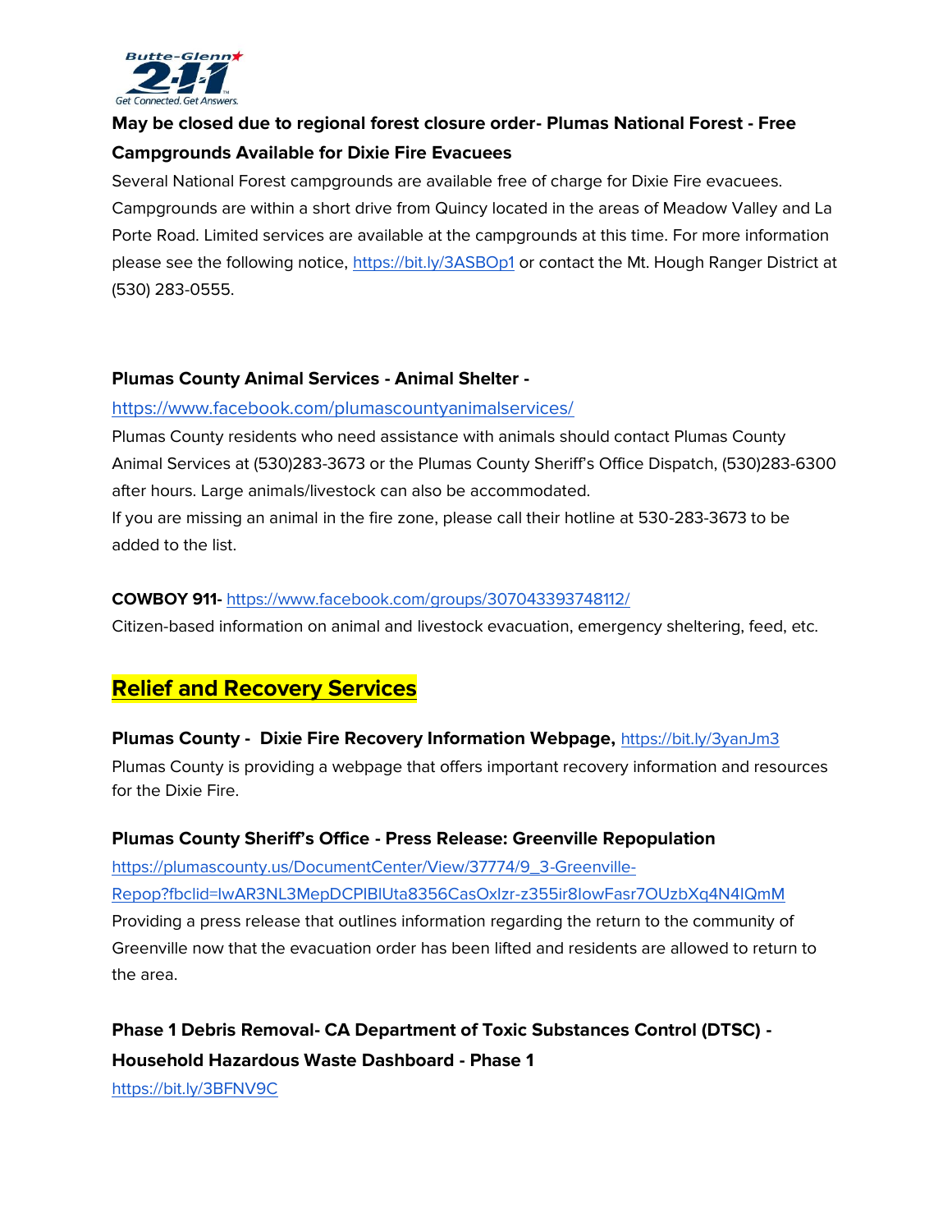**May be closed due to regional forest closure order- Plumas National Forest - Free Campgrounds Available for Dixie Fire Evacuees**

Several National Forest campgrounds are available free of charge for Dixie Fire evacuees. Campgrounds are within a short drive from Quincy located in the areas of Meadow Valley and La Porte Road. Limited services are available at the campgrounds at this time. For more information please see the following notice, https://bit.ly/3ASBOp1 or contact the Mt. Hough Ranger District at (530) 283-0555.

**Plumas County Animal Services - Animal Shelter -**

https://www.facebook.com/plumascountyanimalservices/

Plumas County residents who need assistance with animals should contact Plumas County Animal Services at (530)283-3673 or the Plumas County Sheriff's Office Dispatch, (530)283-6300 after hours. Large animals/livestock can also be accommodated.

If you are missing an animal in the fire zone, please call their hotline at 530-283-3673 to be added to the list.

**COWBOY 911-** https://www.facebook.com/groups/307043393748112/

Citizen-based information on animal and livestock evacuation, emergency sheltering, feed, etc.

## Relief and Recovery Services

**Plumas County - Dixie Fire Recovery Information Webpage,** https://bit.ly/3yanJm3

Plumas County is providing a webpage that offers important recovery information and resources for the Dixie Fire.

**Plumas County Sheriff's Office - Press Release: Greenville Repopulation**

https://plumascounty.us/DocumentCenter/View/37774/9_3-Greenville-Repop?fbclid=IwAR3NL3MepDCPIBlUta8356CasOxlzr-z355ir8IowFasr7OUzbXq4N4IQmM

Providing a press release that outlines information regarding the return to the community of Greenville now that the evacuation order has been lifted and residents are allowed to return to the area.

**Phase 1 Debris Removal- CA Department of Toxic Substances Control (DTSC) - Household Hazardous Waste Dashboard - Phase 1**

https://bit.ly/3BFNV9C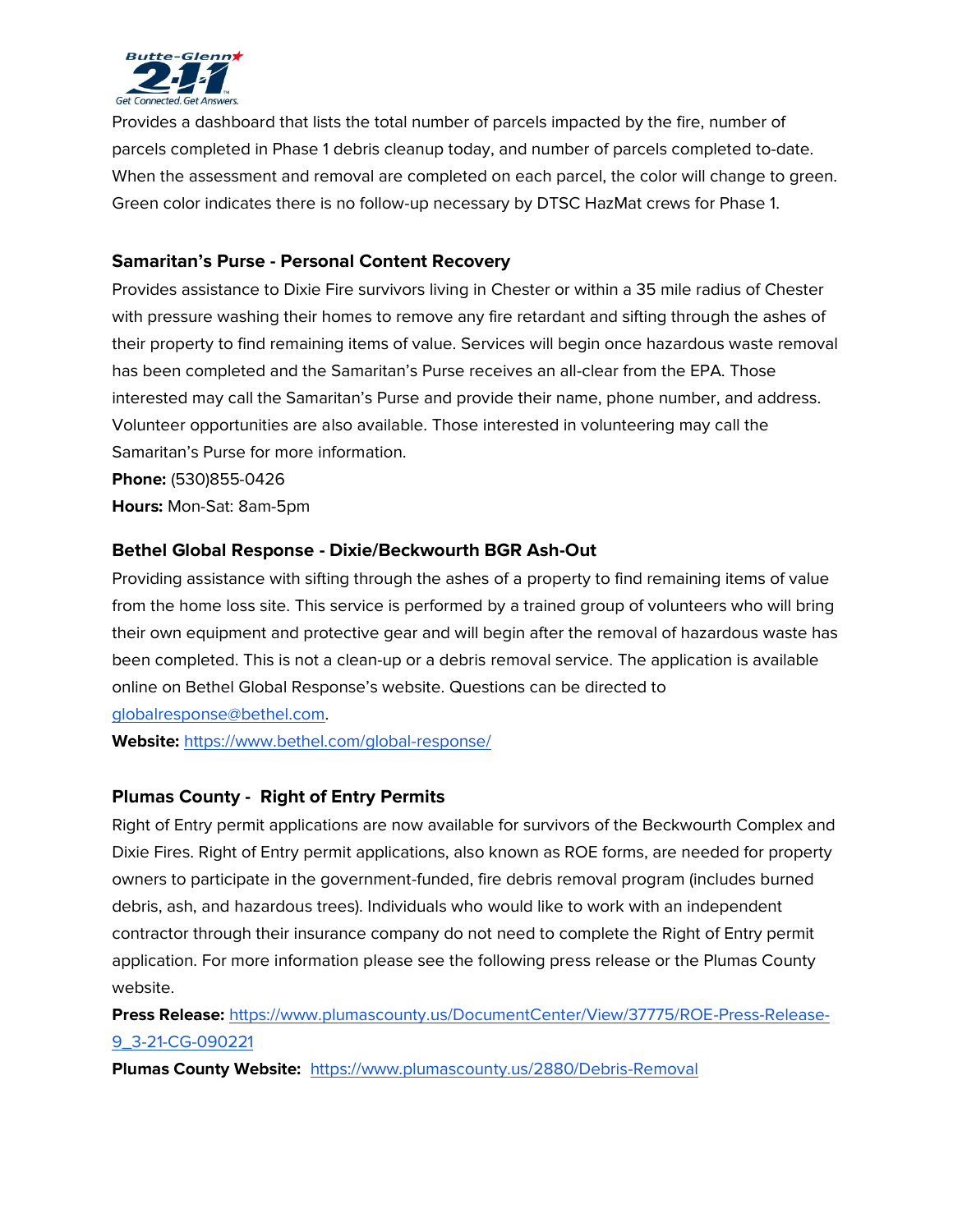Provides a dashboard that lists the total number of parcels impacted by the fire, number of parcels completed in Phase 1 debris cleanup today, and number of parcels completed to-date. When the assessment and removal are completed on each parcel, the color will change to green. Green color indicates there is no follow-up necessary by DTSC HazMat crews for Phase 1.

### Samaritan's Purse - Personal Content Recovery

Provides assistance to Dixie Fire survivors living in Chester or within a 35 mile radius of Chester with pressure washing their homes to remove any fire retardant and sifting through the ashes of their property to find remaining items of value. Services will begin once hazardous waste removal has been completed and the Samaritan's Purse receives an all-clear from the EPA. Those interested may call the Samaritan's Purse and provide their name, phone number, and address. Volunteer opportunities are also available. Those interested in volunteering may call the Samaritan's Purse for more information.

**Phone:** (530)855-0426

**Hours:** Mon-Sat: 8am-5pm

### Bethel Global Response - Dixie/Beckwourth BGR Ash-Out

Providing assistance with sifting through the ashes of a property to find remaining items of value from the home loss site. This service is performed by a trained group of volunteers who will bring their own equipment and protective gear and will begin after the removal of hazardous waste has been completed. This is not a clean-up or a debris removal service. The application is available online on Bethel Global Response's website. Questions can be directed to globalresponse@bethel.com.

**Website:** https://www.bethel.com/global-response/

### Plumas County - Right of Entry Permits

Right of Entry permit applications are now available for survivors of the Beckwourth Complex and Dixie Fires. Right of Entry permit applications, also known as ROE forms, are needed for property owners to participate in the government-funded, fire debris removal program (includes burned debris, ash, and hazardous trees). Individuals who would like to work with an independent contractor through their insurance company do not need to complete the Right of Entry permit application. For more information please see the following press release or the Plumas County website.

**Press Release:** https://www.plumascounty.us/DocumentCenter/View/37775/ROE-Press-Release-9_3-21-CG-090221

**Plumas County Website:** https://www.plumascounty.us/2880/Debris-Removal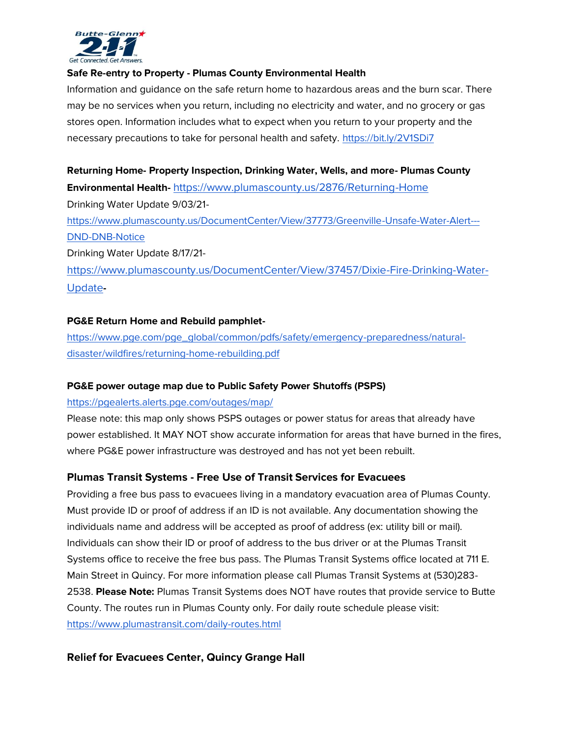**Safe Re-entry to Property - Plumas County Environmental Health**

Information and guidance on the safe return home to hazardous areas and the burn scar. There may be no services when you return, including no electricity and water, and no grocery or gas stores open. Information includes what to expect when you return to your property and the necessary precautions to take for personal health and safety. https://bit.ly/2V1SDi7

**Returning Home- Property Inspection, Drinking Water, Wells, and more- Plumas County Environmental Health-** https://www.plumascounty.us/2876/Returning-Home

Drinking Water Update 9/03/21-
https://www.plumascounty.us/DocumentCenter/View/37773/Greenville-Unsafe-Water-Alert---DND-DNB-Notice

Drinking Water Update 8/17/21-
https://www.plumascounty.us/DocumentCenter/View/37457/Dixie-Fire-Drinking-Water-Update-

**PG&E Return Home and Rebuild pamphlet-**
https://www.pge.com/pge_global/common/pdfs/safety/emergency-preparedness/natural-disaster/wildfires/returning-home-rebuilding.pdf

**PG&E power outage map due to Public Safety Power Shutoffs (PSPS)**
https://pgealerts.alerts.pge.com/outages/map/

Please note: this map only shows PSPS outages or power status for areas that already have power established. It MAY NOT show accurate information for areas that have burned in the fires, where PG&E power infrastructure was destroyed and has not yet been rebuilt.

### Plumas Transit Systems - Free Use of Transit Services for Evacuees

Providing a free bus pass to evacuees living in a mandatory evacuation area of Plumas County. Must provide ID or proof of address if an ID is not available. Any documentation showing the individuals name and address will be accepted as proof of address (ex: utility bill or mail). Individuals can show their ID or proof of address to the bus driver or at the Plumas Transit Systems office to receive the free bus pass. The Plumas Transit Systems office located at 711 E. Main Street in Quincy. For more information please call Plumas Transit Systems at (530)283-2538. **Please Note:** Plumas Transit Systems does NOT have routes that provide service to Butte County. The routes run in Plumas County only. For daily route schedule please visit: https://www.plumastransit.com/daily-routes.html

### Relief for Evacuees Center, Quincy Grange Hall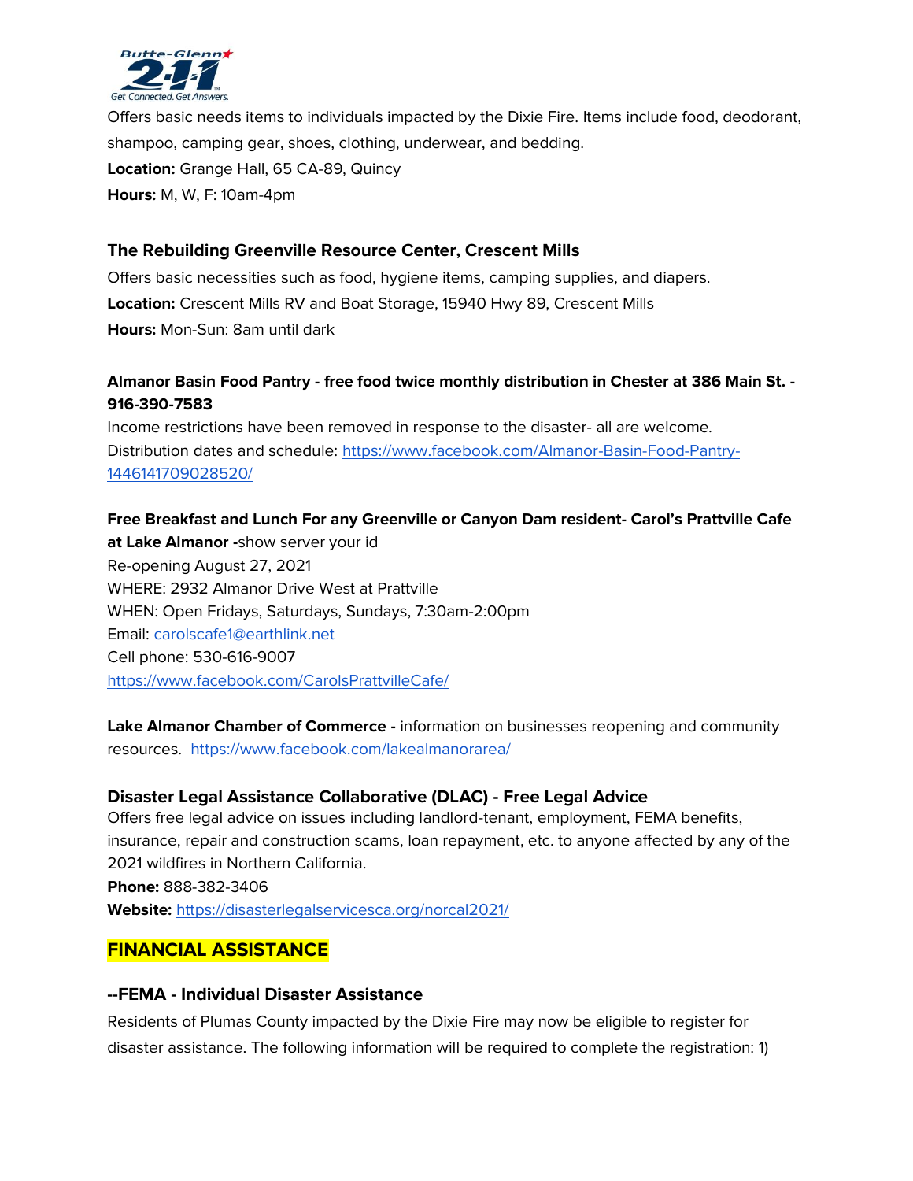Offers basic needs items to individuals impacted by the Dixie Fire. Items include food, deodorant, shampoo, camping gear, shoes, clothing, underwear, and bedding.

**Location:** Grange Hall, 65 CA-89, Quincy

**Hours:** M, W, F: 10am-4pm

### The Rebuilding Greenville Resource Center, Crescent Mills

Offers basic necessities such as food, hygiene items, camping supplies, and diapers.

**Location:** Crescent Mills RV and Boat Storage, 15940 Hwy 89, Crescent Mills

**Hours:** Mon-Sun: 8am until dark

**Almanor Basin Food Pantry - free food twice monthly distribution in Chester at 386 Main St. - 916-390-7583**

Income restrictions have been removed in response to the disaster- all are welcome.
Distribution dates and schedule: https://www.facebook.com/Almanor-Basin-Food-Pantry-1446141709028520/

**Free Breakfast and Lunch For any Greenville or Canyon Dam resident- Carol's Prattville Cafe at Lake Almanor -**show server your id

Re-opening August 27, 2021
WHERE: 2932 Almanor Drive West at Prattville
WHEN: Open Fridays, Saturdays, Sundays, 7:30am-2:00pm
Email: carolscafe1@earthlink.net
Cell phone: 530-616-9007
https://www.facebook.com/CarolsPrattvilleCafe/

**Lake Almanor Chamber of Commerce -** information on businesses reopening and community resources. https://www.facebook.com/lakealmanorarea/

### Disaster Legal Assistance Collaborative (DLAC) - Free Legal Advice

Offers free legal advice on issues including landlord-tenant, employment, FEMA benefits, insurance, repair and construction scams, loan repayment, etc. to anyone affected by any of the 2021 wildfires in Northern California.

**Phone:** 888-382-3406

**Website:** https://disasterlegalservicesca.org/norcal2021/

## FINANCIAL ASSISTANCE

### --FEMA - Individual Disaster Assistance

Residents of Plumas County impacted by the Dixie Fire may now be eligible to register for disaster assistance. The following information will be required to complete the registration: 1)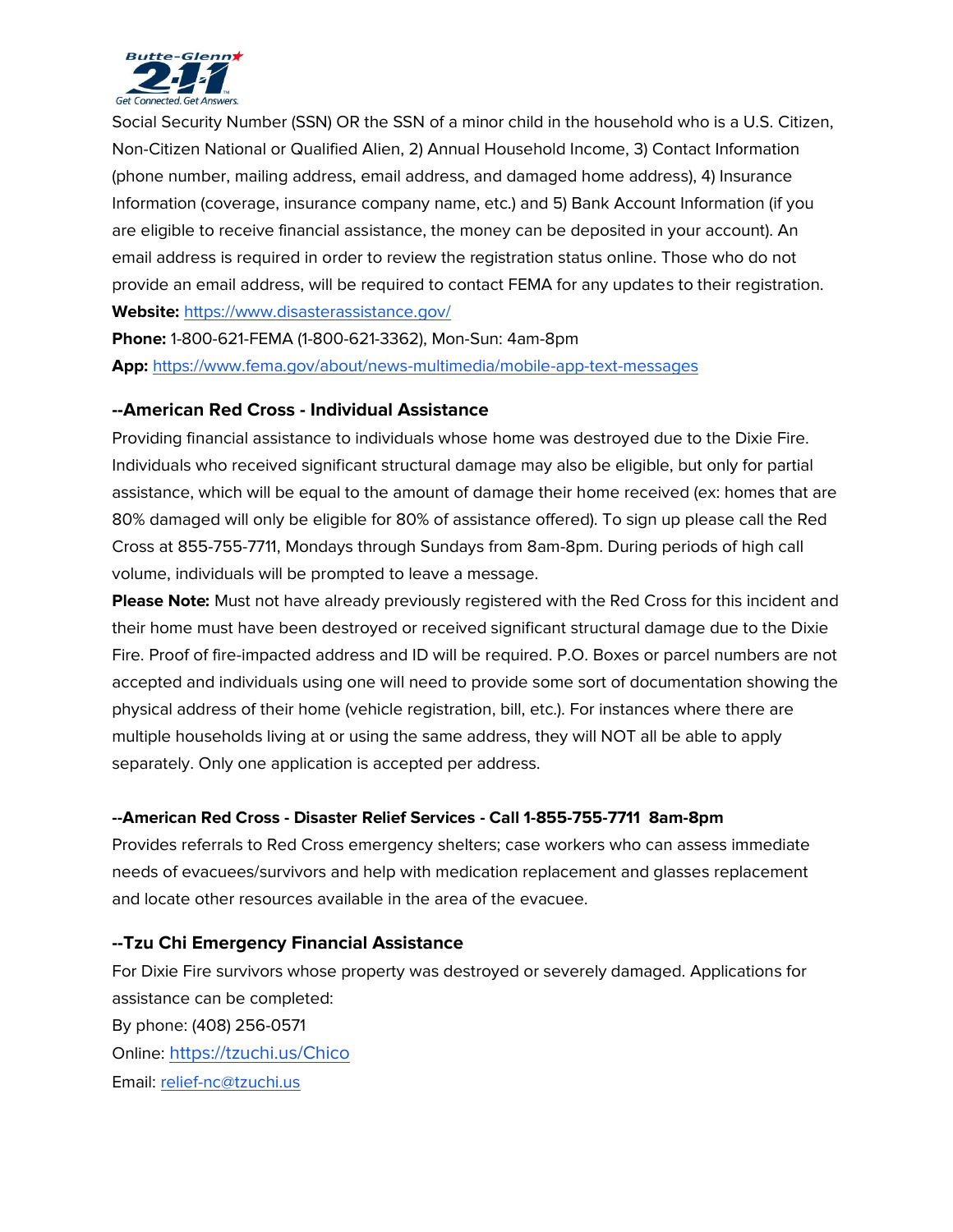Social Security Number (SSN) OR the SSN of a minor child in the household who is a U.S. Citizen, Non-Citizen National or Qualified Alien, 2) Annual Household Income, 3) Contact Information (phone number, mailing address, email address, and damaged home address), 4) Insurance Information (coverage, insurance company name, etc.) and 5) Bank Account Information (if you are eligible to receive financial assistance, the money can be deposited in your account). An email address is required in order to review the registration status online. Those who do not provide an email address, will be required to contact FEMA for any updates to their registration.

**Website:** https://www.disasterassistance.gov/

**Phone:** 1-800-621-FEMA (1-800-621-3362), Mon-Sun: 4am-8pm

**App:** https://www.fema.gov/about/news-multimedia/mobile-app-text-messages

### --American Red Cross - Individual Assistance

Providing financial assistance to individuals whose home was destroyed due to the Dixie Fire. Individuals who received significant structural damage may also be eligible, but only for partial assistance, which will be equal to the amount of damage their home received (ex: homes that are 80% damaged will only be eligible for 80% of assistance offered). To sign up please call the Red Cross at 855-755-7711, Mondays through Sundays from 8am-8pm. During periods of high call volume, individuals will be prompted to leave a message.

**Please Note:** Must not have already previously registered with the Red Cross for this incident and their home must have been destroyed or received significant structural damage due to the Dixie Fire. Proof of fire-impacted address and ID will be required. P.O. Boxes or parcel numbers are not accepted and individuals using one will need to provide some sort of documentation showing the physical address of their home (vehicle registration, bill, etc.). For instances where there are multiple households living at or using the same address, they will NOT all be able to apply separately. Only one application is accepted per address.

### --American Red Cross - Disaster Relief Services - Call 1-855-755-7711 8am-8pm

Provides referrals to Red Cross emergency shelters; case workers who can assess immediate needs of evacuees/survivors and help with medication replacement and glasses replacement and locate other resources available in the area of the evacuee.

### --Tzu Chi Emergency Financial Assistance

For Dixie Fire survivors whose property was destroyed or severely damaged. Applications for assistance can be completed:

By phone: (408) 256-0571

Online: https://tzuchi.us/Chico

Email: relief-nc@tzuchi.us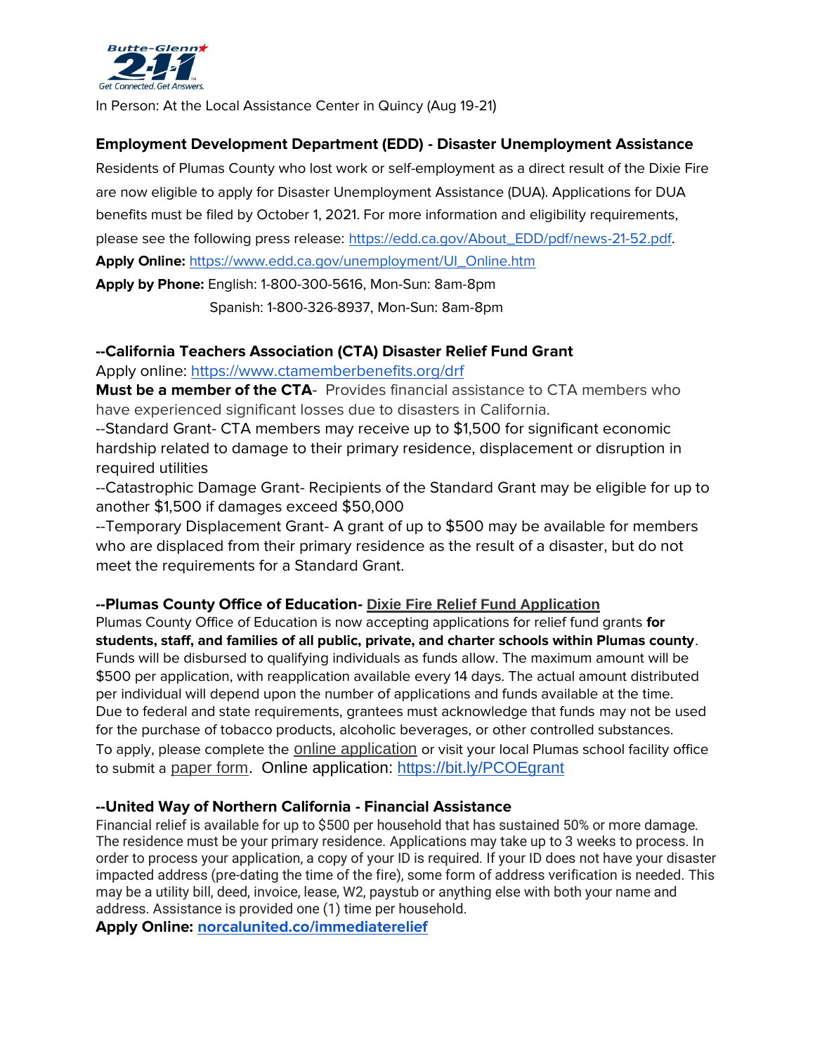In Person: At the Local Assistance Center in Quincy (Aug 19-21)

**Employment Development Department (EDD) - Disaster Unemployment Assistance**

Residents of Plumas County who lost work or self-employment as a direct result of the Dixie Fire are now eligible to apply for Disaster Unemployment Assistance (DUA). Applications for DUA benefits must be filed by October 1, 2021. For more information and eligibility requirements, please see the following press release: https://edd.ca.gov/About_EDD/pdf/news-21-52.pdf.

**Apply Online:** https://www.edd.ca.gov/unemployment/UI_Online.htm

**Apply by Phone:** English: 1-800-300-5616, Mon-Sun: 8am-8pm
Spanish: 1-800-326-8937, Mon-Sun: 8am-8pm

**--California Teachers Association (CTA) Disaster Relief Fund Grant**

Apply online: https://www.ctamemberbenefits.org/drf

**Must be a member of the CTA**- Provides financial assistance to CTA members who have experienced significant losses due to disasters in California.

--Standard Grant- CTA members may receive up to $1,500 for significant economic hardship related to damage to their primary residence, displacement or disruption in required utilities

--Catastrophic Damage Grant- Recipients of the Standard Grant may be eligible for up to another $1,500 if damages exceed $50,000

--Temporary Displacement Grant- A grant of up to $500 may be available for members who are displaced from their primary residence as the result of a disaster, but do not meet the requirements for a Standard Grant.

**--Plumas County Office of Education- Dixie Fire Relief Fund Application**

Plumas County Office of Education is now accepting applications for relief fund grants **for students, staff, and families of all public, private, and charter schools within Plumas county**. Funds will be disbursed to qualifying individuals as funds allow. The maximum amount will be $500 per application, with reapplication available every 14 days. The actual amount distributed per individual will depend upon the number of applications and funds available at the time. Due to federal and state requirements, grantees must acknowledge that funds may not be used for the purchase of tobacco products, alcoholic beverages, or other controlled substances. To apply, please complete the online application or visit your local Plumas school facility office to submit a paper form. Online application: https://bit.ly/PCOEgrant

**--United Way of Northern California - Financial Assistance**

Financial relief is available for up to $500 per household that has sustained 50% or more damage. The residence must be your primary residence. Applications may take up to 3 weeks to process. In order to process your application, a copy of your ID is required. If your ID does not have your disaster impacted address (pre-dating the time of the fire), some form of address verification is needed. This may be a utility bill, deed, invoice, lease, W2, paystub or anything else with both your name and address. Assistance is provided one (1) time per household.

**Apply Online: norcalunited.co/immediaterelief**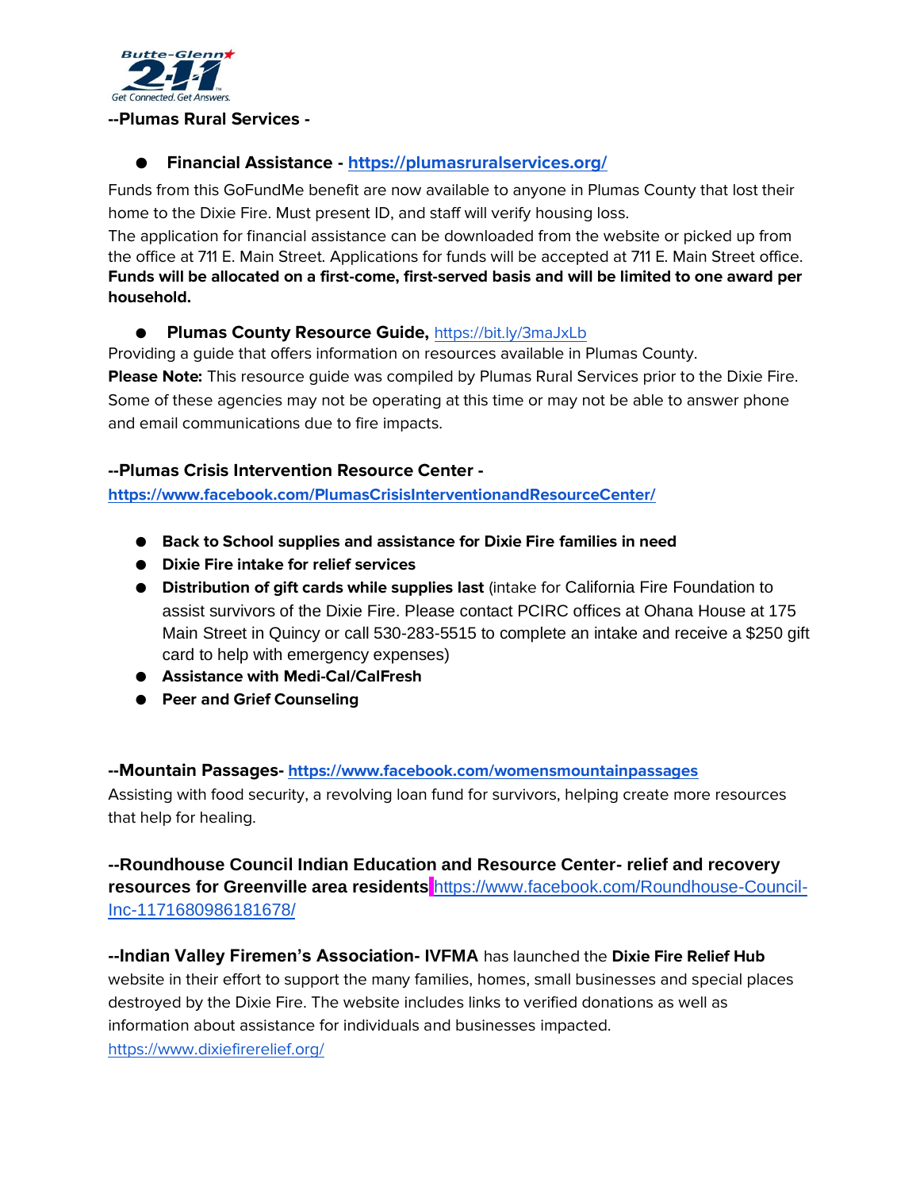**--Plumas Rural Services -**

- **Financial Assistance - https://plumasruralservices.org/**

Funds from this GoFundMe benefit are now available to anyone in Plumas County that lost their home to the Dixie Fire. Must present ID, and staff will verify housing loss.
The application for financial assistance can be downloaded from the website or picked up from the office at 711 E. Main Street. Applications for funds will be accepted at 711 E. Main Street office. **Funds will be allocated on a first-come, first-served basis and will be limited to one award per household.**

- **Plumas County Resource Guide,** https://bit.ly/3maJxLb

Providing a guide that offers information on resources available in Plumas County.
**Please Note:** This resource guide was compiled by Plumas Rural Services prior to the Dixie Fire. Some of these agencies may not be operating at this time or may not be able to answer phone and email communications due to fire impacts.

**--Plumas Crisis Intervention Resource Center -**
**https://www.facebook.com/PlumasCrisisInterventionandResourceCenter/**

- **Back to School supplies and assistance for Dixie Fire families in need**
- **Dixie Fire intake for relief services**
- **Distribution of gift cards while supplies last** (intake for California Fire Foundation to assist survivors of the Dixie Fire. Please contact PCIRC offices at Ohana House at 175 Main Street in Quincy or call 530-283-5515 to complete an intake and receive a $250 gift card to help with emergency expenses)
- **Assistance with Medi-Cal/CalFresh**
- **Peer and Grief Counseling**

**--Mountain Passages- https://www.facebook.com/womensmountainpassages**
Assisting with food security, a revolving loan fund for survivors, helping create more resources that help for healing.

**--Roundhouse Council Indian Education and Resource Center- relief and recovery resources for Greenville area residents** https://www.facebook.com/Roundhouse-Council-Inc-1171680986181678/

**--Indian Valley Firemen's Association- IVFMA** has launched the **Dixie Fire Relief Hub** website in their effort to support the many families, homes, small businesses and special places destroyed by the Dixie Fire. The website includes links to verified donations as well as information about assistance for individuals and businesses impacted.
https://www.dixiefirerelief.org/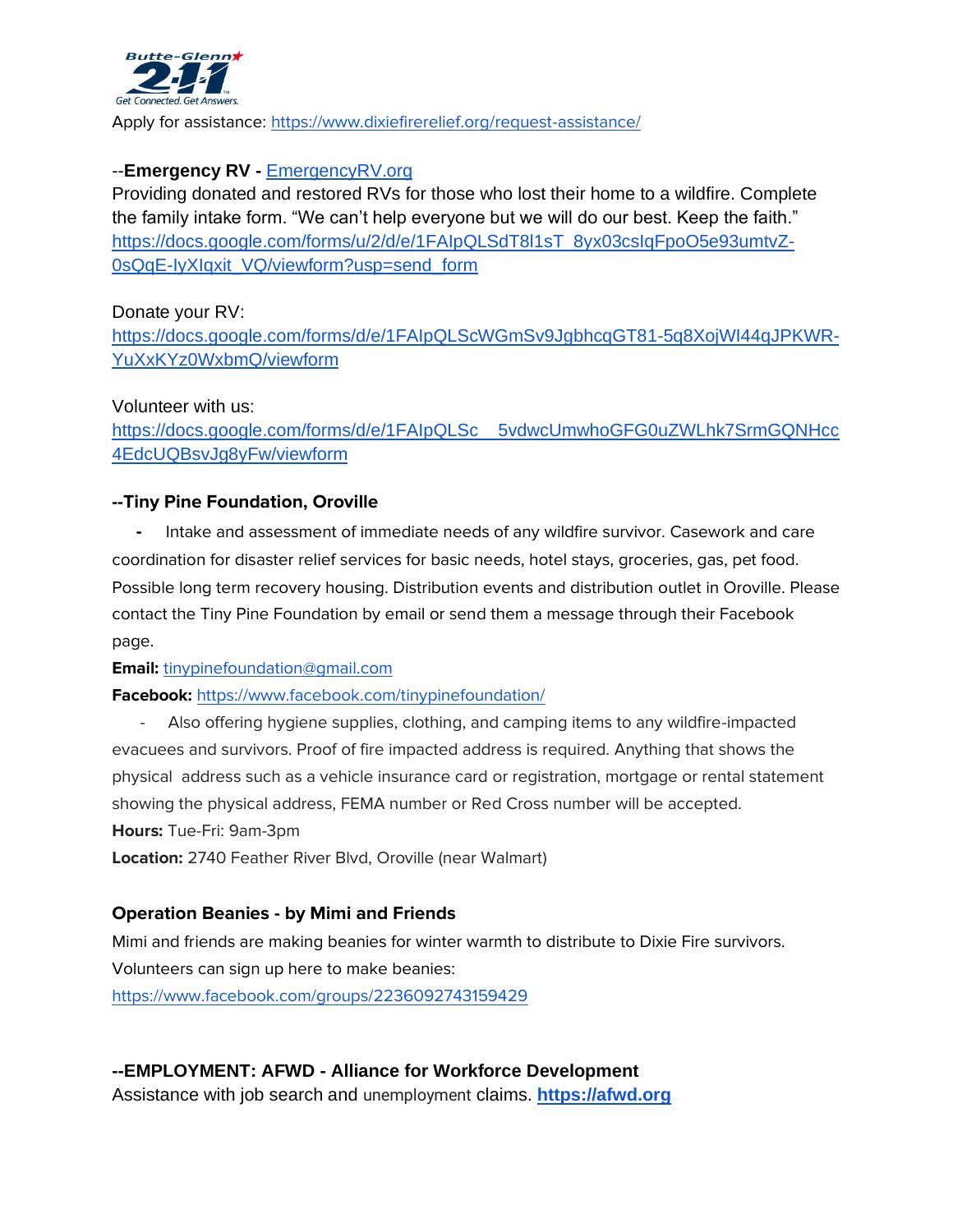Apply for assistance: https://www.dixiefirerelief.org/request-assistance/

--**Emergency RV -** EmergencyRV.org

Providing donated and restored RVs for those who lost their home to a wildfire. Complete the family intake form. "We can't help everyone but we will do our best. Keep the faith."
https://docs.google.com/forms/u/2/d/e/1FAIpQLSdT8l1sT_8yx03csIqFpoO5e93umtvZ-0sQqE-IyXIqxit_VQ/viewform?usp=send_form

Donate your RV:
https://docs.google.com/forms/d/e/1FAIpQLScWGmSv9JgbhcqGT81-5q8XojWI44qJPKWR-YuXxKYz0WxbmQ/viewform

Volunteer with us:
https://docs.google.com/forms/d/e/1FAIpQLSc__5vdwcUmwhoGFG0uZWLhk7SrmGQNHcc4EdcUQBsvJg8yFw/viewform

**--Tiny Pine Foundation, Oroville**

- Intake and assessment of immediate needs of any wildfire survivor. Casework and care coordination for disaster relief services for basic needs, hotel stays, groceries, gas, pet food. Possible long term recovery housing. Distribution events and distribution outlet in Oroville. Please contact the Tiny Pine Foundation by email or send them a message through their Facebook page.

**Email:** tinypinefoundation@gmail.com

**Facebook:** https://www.facebook.com/tinypinefoundation/

- Also offering hygiene supplies, clothing, and camping items to any wildfire-impacted evacuees and survivors. Proof of fire impacted address is required. Anything that shows the physical address such as a vehicle insurance card or registration, mortgage or rental statement showing the physical address, FEMA number or Red Cross number will be accepted.

**Hours:** Tue-Fri: 9am-3pm

**Location:** 2740 Feather River Blvd, Oroville (near Walmart)

**Operation Beanies - by Mimi and Friends**

Mimi and friends are making beanies for winter warmth to distribute to Dixie Fire survivors. Volunteers can sign up here to make beanies:
https://www.facebook.com/groups/2236092743159429

**--EMPLOYMENT: AFWD - Alliance for Workforce Development**

Assistance with job search and unemployment claims. **https://afwd.org**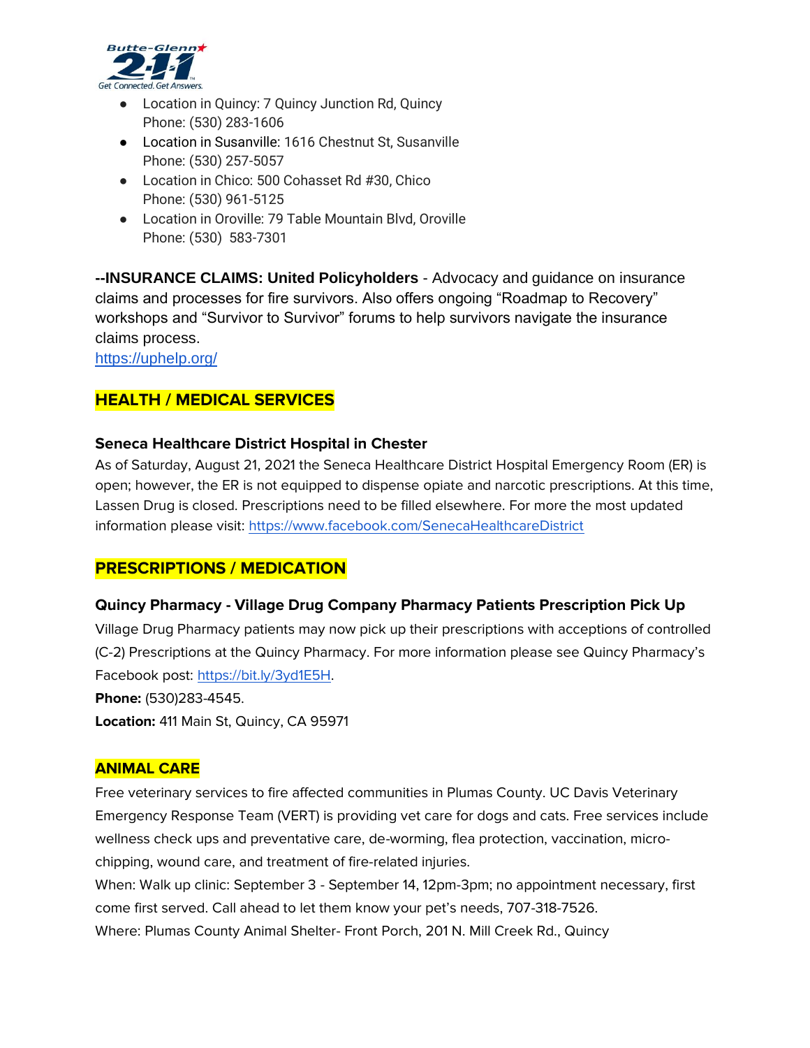- Location in Quincy: 7 Quincy Junction Rd, Quincy
  Phone: (530) 283-1606
- Location in Susanville: 1616 Chestnut St, Susanville
  Phone: (530) 257-5057
- Location in Chico: 500 Cohasset Rd #30, Chico
  Phone: (530) 961-5125
- Location in Oroville: 79 Table Mountain Blvd, Oroville
  Phone: (530)  583-7301

**--INSURANCE CLAIMS: United Policyholders** - Advocacy and guidance on insurance claims and processes for fire survivors. Also offers ongoing "Roadmap to Recovery" workshops and "Survivor to Survivor" forums to help survivors navigate the insurance claims process.
https://uphelp.org/

## HEALTH / MEDICAL SERVICES

### Seneca Healthcare District Hospital in Chester

As of Saturday, August 21, 2021 the Seneca Healthcare District Hospital Emergency Room (ER) is open; however, the ER is not equipped to dispense opiate and narcotic prescriptions. At this time, Lassen Drug is closed. Prescriptions need to be filled elsewhere. For more the most updated information please visit: https://www.facebook.com/SenecaHealthcareDistrict

## PRESCRIPTIONS / MEDICATION

### Quincy Pharmacy - Village Drug Company Pharmacy Patients Prescription Pick Up

Village Drug Pharmacy patients may now pick up their prescriptions with acceptions of controlled (C-2) Prescriptions at the Quincy Pharmacy. For more information please see Quincy Pharmacy's Facebook post: https://bit.ly/3yd1E5H.

**Phone:** (530)283-4545.

**Location:** 411 Main St, Quincy, CA 95971

## ANIMAL CARE

Free veterinary services to fire affected communities in Plumas County. UC Davis Veterinary Emergency Response Team (VERT) is providing vet care for dogs and cats. Free services include wellness check ups and preventative care, de-worming, flea protection, vaccination, micro-chipping, wound care, and treatment of fire-related injuries.

When: Walk up clinic: September 3 - September 14, 12pm-3pm; no appointment necessary, first come first served. Call ahead to let them know your pet's needs, 707-318-7526.

Where: Plumas County Animal Shelter- Front Porch, 201 N. Mill Creek Rd., Quincy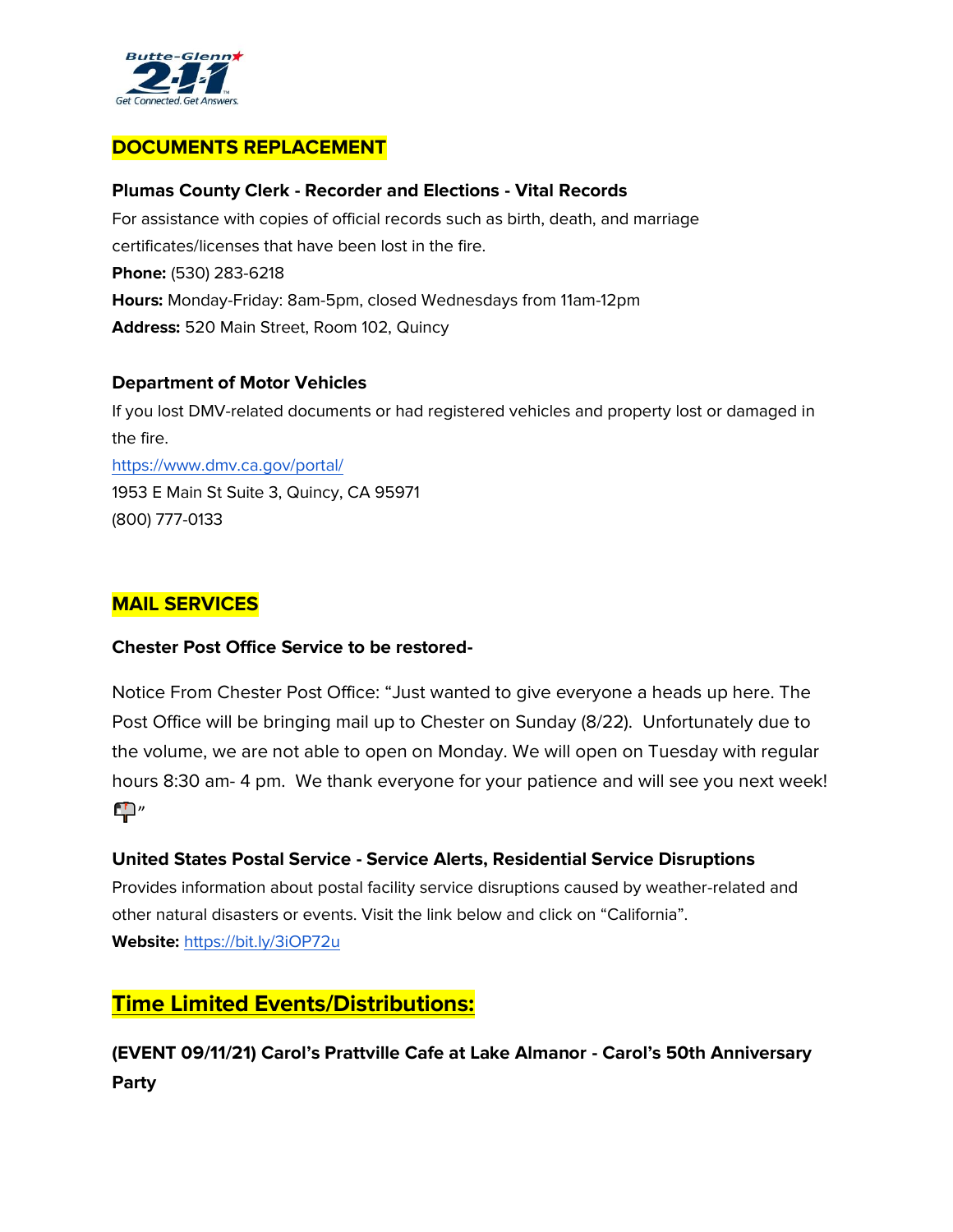## DOCUMENTS REPLACEMENT

**Plumas County Clerk - Recorder and Elections - Vital Records**

For assistance with copies of official records such as birth, death, and marriage certificates/licenses that have been lost in the fire.

**Phone:** (530) 283-6218

**Hours:** Monday-Friday: 8am-5pm, closed Wednesdays from 11am-12pm

**Address:** 520 Main Street, Room 102, Quincy

**Department of Motor Vehicles**

If you lost DMV-related documents or had registered vehicles and property lost or damaged in the fire.

https://www.dmv.ca.gov/portal/

1953 E Main St Suite 3, Quincy, CA 95971

(800) 777-0133

## MAIL SERVICES

**Chester Post Office Service to be restored-**

Notice From Chester Post Office: "Just wanted to give everyone a heads up here. The Post Office will be bringing mail up to Chester on Sunday (8/22). Unfortunately due to the volume, we are not able to open on Monday. We will open on Tuesday with regular hours 8:30 am- 4 pm. We thank everyone for your patience and will see you next week! 📫"

**United States Postal Service - Service Alerts, Residential Service Disruptions**

Provides information about postal facility service disruptions caused by weather-related and other natural disasters or events. Visit the link below and click on "California".

**Website:** https://bit.ly/3iOP72u

## Time Limited Events/Distributions:

**(EVENT 09/11/21) Carol's Prattville Cafe at Lake Almanor - Carol's 50th Anniversary Party**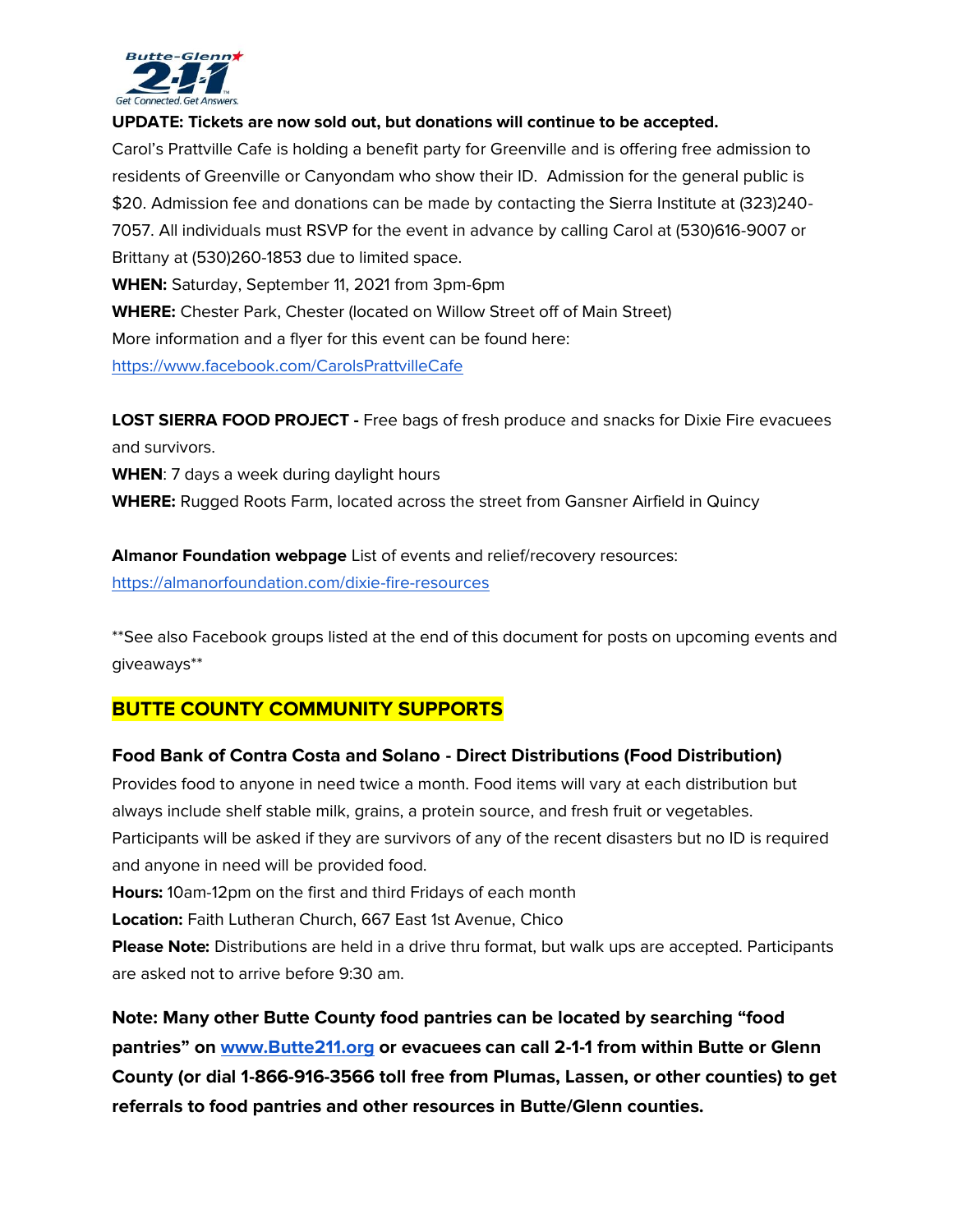**UPDATE: Tickets are now sold out, but donations will continue to be accepted.**

Carol's Prattville Cafe is holding a benefit party for Greenville and is offering free admission to residents of Greenville or Canyondam who show their ID. Admission for the general public is $20. Admission fee and donations can be made by contacting the Sierra Institute at (323)240-7057. All individuals must RSVP for the event in advance by calling Carol at (530)616-9007 or Brittany at (530)260-1853 due to limited space.

**WHEN:** Saturday, September 11, 2021 from 3pm-6pm

**WHERE:** Chester Park, Chester (located on Willow Street off of Main Street)

More information and a flyer for this event can be found here:

https://www.facebook.com/CarolsPrattvilleCafe

**LOST SIERRA FOOD PROJECT -** Free bags of fresh produce and snacks for Dixie Fire evacuees and survivors.

**WHEN**: 7 days a week during daylight hours

**WHERE:** Rugged Roots Farm, located across the street from Gansner Airfield in Quincy

**Almanor Foundation webpage** List of events and relief/recovery resources:

https://almanorfoundation.com/dixie-fire-resources

**See also Facebook groups listed at the end of this document for posts on upcoming events and giveaways**

## BUTTE COUNTY COMMUNITY SUPPORTS

### Food Bank of Contra Costa and Solano - Direct Distributions (Food Distribution)

Provides food to anyone in need twice a month. Food items will vary at each distribution but always include shelf stable milk, grains, a protein source, and fresh fruit or vegetables. Participants will be asked if they are survivors of any of the recent disasters but no ID is required and anyone in need will be provided food.

**Hours:** 10am-12pm on the first and third Fridays of each month

**Location:** Faith Lutheran Church, 667 East 1st Avenue, Chico

**Please Note:** Distributions are held in a drive thru format, but walk ups are accepted. Participants are asked not to arrive before 9:30 am.

**Note: Many other Butte County food pantries can be located by searching "food pantries" on www.Butte211.org or evacuees can call 2-1-1 from within Butte or Glenn County (or dial 1-866-916-3566 toll free from Plumas, Lassen, or other counties) to get referrals to food pantries and other resources in Butte/Glenn counties.**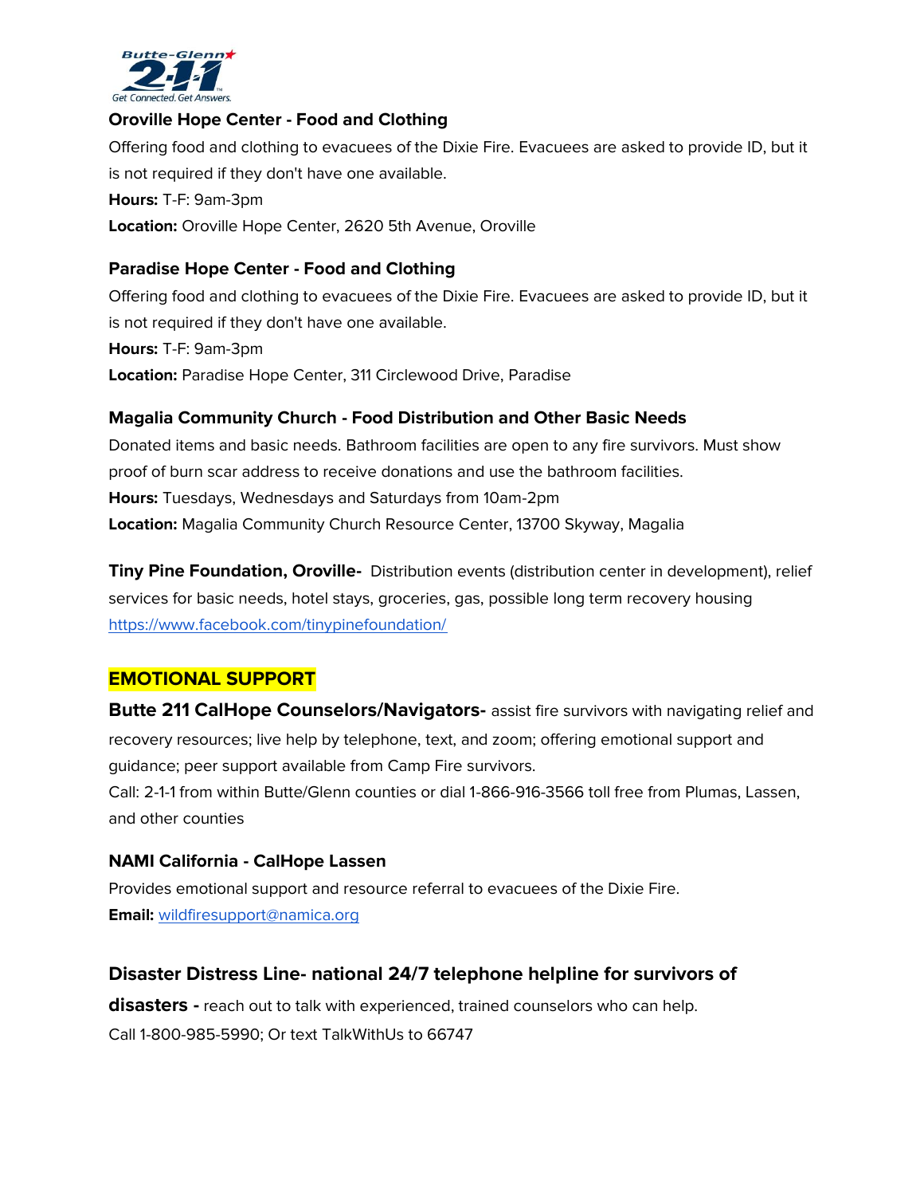### Oroville Hope Center - Food and Clothing

Offering food and clothing to evacuees of the Dixie Fire. Evacuees are asked to provide ID, but it is not required if they don't have one available.

**Hours:** T-F: 9am-3pm

**Location:** Oroville Hope Center, 2620 5th Avenue, Oroville

### Paradise Hope Center - Food and Clothing

Offering food and clothing to evacuees of the Dixie Fire. Evacuees are asked to provide ID, but it is not required if they don't have one available.

**Hours:** T-F: 9am-3pm

**Location:** Paradise Hope Center, 311 Circlewood Drive, Paradise

### Magalia Community Church - Food Distribution and Other Basic Needs

Donated items and basic needs. Bathroom facilities are open to any fire survivors. Must show proof of burn scar address to receive donations and use the bathroom facilities.

**Hours:** Tuesdays, Wednesdays and Saturdays from 10am-2pm

**Location:** Magalia Community Church Resource Center, 13700 Skyway, Magalia

**Tiny Pine Foundation, Oroville-** Distribution events (distribution center in development), relief services for basic needs, hotel stays, groceries, gas, possible long term recovery housing
https://www.facebook.com/tinypinefoundation/

## EMOTIONAL SUPPORT

**Butte 211 CalHope Counselors/Navigators-** assist fire survivors with navigating relief and recovery resources; live help by telephone, text, and zoom; offering emotional support and guidance; peer support available from Camp Fire survivors.

Call: 2-1-1 from within Butte/Glenn counties or dial 1-866-916-3566 toll free from Plumas, Lassen, and other counties

### NAMI California - CalHope Lassen

Provides emotional support and resource referral to evacuees of the Dixie Fire.

**Email:** wildfiresupport@namica.org

**Disaster Distress Line- national 24/7 telephone helpline for survivors of disasters -** reach out to talk with experienced, trained counselors who can help.

Call 1-800-985-5990; Or text TalkWithUs to 66747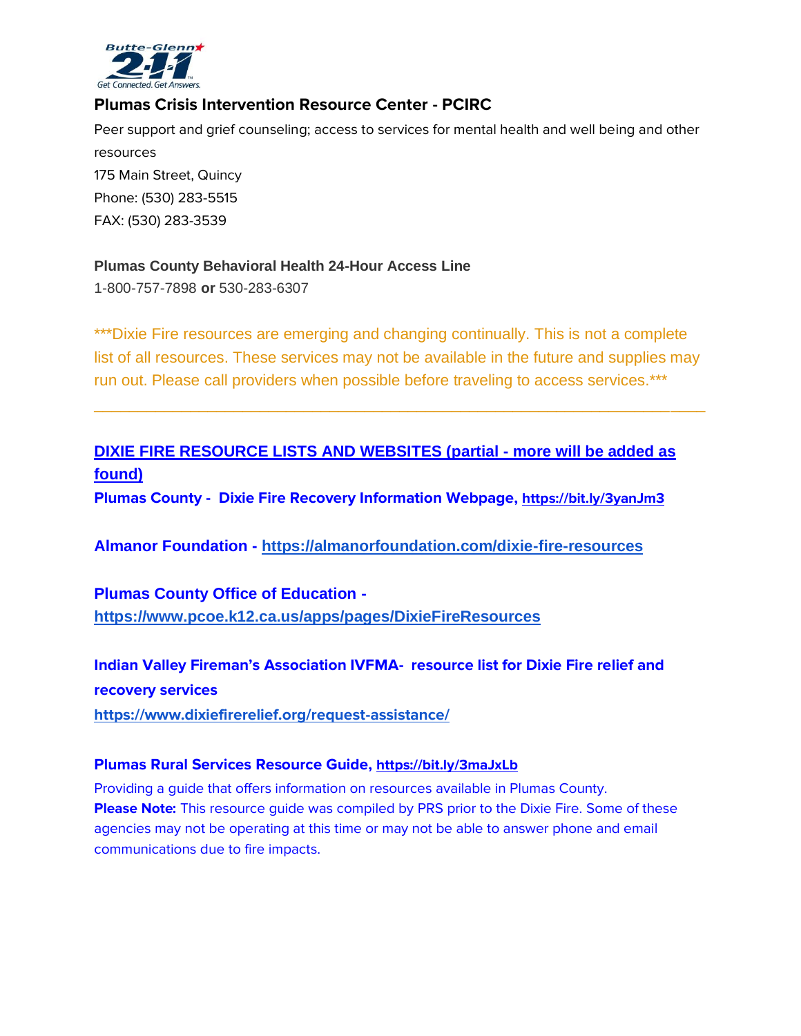### Plumas Crisis Intervention Resource Center - PCIRC

Peer support and grief counseling; access to services for mental health and well being and other resources

175 Main Street, Quincy

Phone: (530) 283-5515

FAX: (530) 283-3539

**Plumas County Behavioral Health 24-Hour Access Line**

1-800-757-7898 **or** 530-283-6307

***Dixie Fire resources are emerging and changing continually. This is not a complete list of all resources. These services may not be available in the future and supplies may run out. Please call providers when possible before traveling to access services.***

---

**DIXIE FIRE RESOURCE LISTS AND WEBSITES (partial - more will be added as found)**

**Plumas County - Dixie Fire Recovery Information Webpage, https://bit.ly/3yanJm3**

**Almanor Foundation - https://almanorfoundation.com/dixie-fire-resources**

**Plumas County Office of Education - https://www.pcoe.k12.ca.us/apps/pages/DixieFireResources**

**Indian Valley Fireman's Association IVFMA- resource list for Dixie Fire relief and recovery services**
**https://www.dixiefirerelief.org/request-assistance/**

**Plumas Rural Services Resource Guide, https://bit.ly/3maJxLb**

Providing a guide that offers information on resources available in Plumas County.

**Please Note:** This resource guide was compiled by PRS prior to the Dixie Fire. Some of these agencies may not be operating at this time or may not be able to answer phone and email communications due to fire impacts.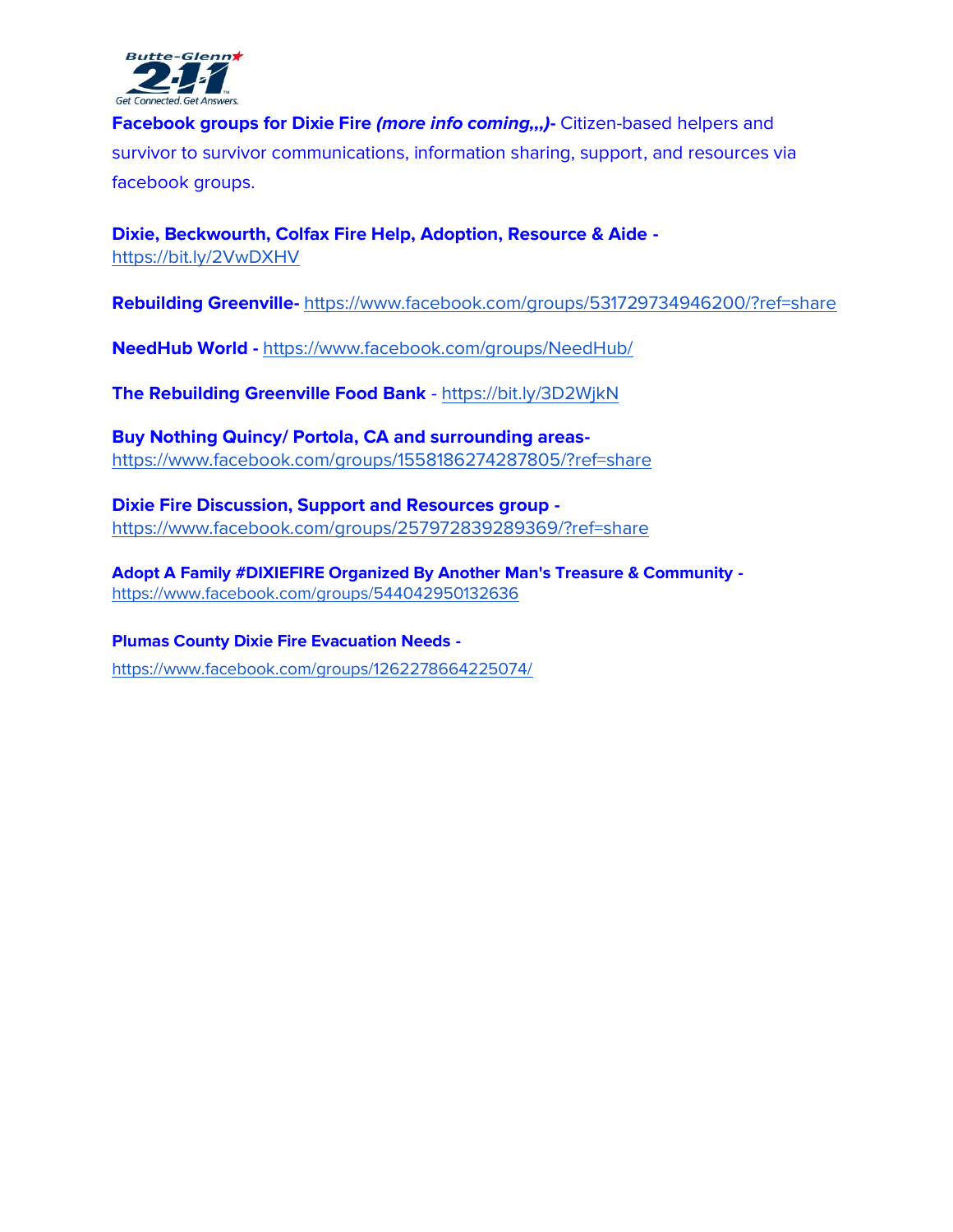**Facebook groups for Dixie Fire *(more info coming,,,)*-** Citizen-based helpers and survivor to survivor communications, information sharing, support, and resources via facebook groups.

**Dixie, Beckwourth, Colfax Fire Help, Adoption, Resource & Aide -** https://bit.ly/2VwDXHV

**Rebuilding Greenville-** https://www.facebook.com/groups/531729734946200/?ref=share

**NeedHub World -** https://www.facebook.com/groups/NeedHub/

**The Rebuilding Greenville Food Bank** - https://bit.ly/3D2WjkN

**Buy Nothing Quincy/ Portola, CA and surrounding areas-** https://www.facebook.com/groups/1558186274287805/?ref=share

**Dixie Fire Discussion, Support and Resources group -** https://www.facebook.com/groups/257972839289369/?ref=share

**Adopt A Family #DIXIEFIRE Organized By Another Man's Treasure & Community -** https://www.facebook.com/groups/544042950132636

**Plumas County Dixie Fire Evacuation Needs -** https://www.facebook.com/groups/1262278664225074/